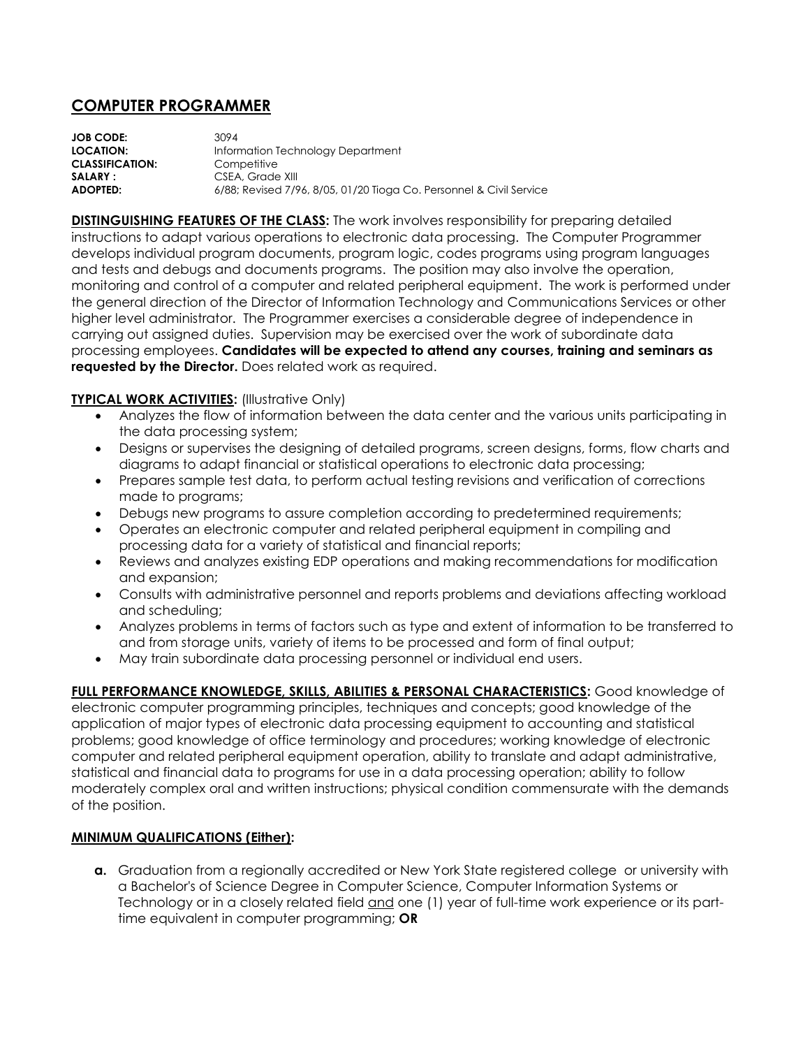# COMPUTER PROGRAMMER

**JOB CODE:** 3094
**LOCATION:** Information Technology Department
**CLASSIFICATION:** Competitive
**SALARY :** CSEA, Grade XIII
**ADOPTED:** 6/88; Revised 7/96, 8/05, 01/20 Tioga Co. Personnel & Civil Service

**DISTINGUISHING FEATURES OF THE CLASS:** The work involves responsibility for preparing detailed instructions to adapt various operations to electronic data processing. The Computer Programmer develops individual program documents, program logic, codes programs using program languages and tests and debugs and documents programs. The position may also involve the operation, monitoring and control of a computer and related peripheral equipment. The work is performed under the general direction of the Director of Information Technology and Communications Services or other higher level administrator. The Programmer exercises a considerable degree of independence in carrying out assigned duties. Supervision may be exercised over the work of subordinate data processing employees. **Candidates will be expected to attend any courses, training and seminars as requested by the Director.** Does related work as required.

**TYPICAL WORK ACTIVITIES:** (Illustrative Only)

- Analyzes the flow of information between the data center and the various units participating in the data processing system;
- Designs or supervises the designing of detailed programs, screen designs, forms, flow charts and diagrams to adapt financial or statistical operations to electronic data processing;
- Prepares sample test data, to perform actual testing revisions and verification of corrections made to programs;
- Debugs new programs to assure completion according to predetermined requirements;
- Operates an electronic computer and related peripheral equipment in compiling and processing data for a variety of statistical and financial reports;
- Reviews and analyzes existing EDP operations and making recommendations for modification and expansion;
- Consults with administrative personnel and reports problems and deviations affecting workload and scheduling;
- Analyzes problems in terms of factors such as type and extent of information to be transferred to and from storage units, variety of items to be processed and form of final output;
- May train subordinate data processing personnel or individual end users.

**FULL PERFORMANCE KNOWLEDGE, SKILLS, ABILITIES & PERSONAL CHARACTERISTICS:** Good knowledge of electronic computer programming principles, techniques and concepts; good knowledge of the application of major types of electronic data processing equipment to accounting and statistical problems; good knowledge of office terminology and procedures; working knowledge of electronic computer and related peripheral equipment operation, ability to translate and adapt administrative, statistical and financial data to programs for use in a data processing operation; ability to follow moderately complex oral and written instructions; physical condition commensurate with the demands of the position.

**MINIMUM QUALIFICATIONS (Either):**

**a.** Graduation from a regionally accredited or New York State registered college or university with a Bachelor's of Science Degree in Computer Science, Computer Information Systems or Technology or in a closely related field and one (1) year of full-time work experience or its part-time equivalent in computer programming; **OR**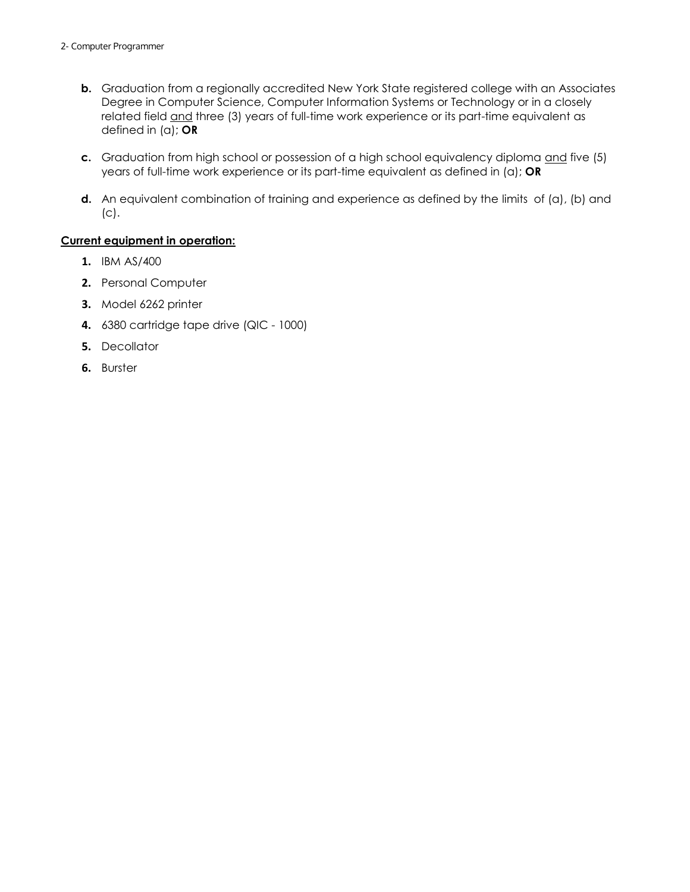- **b.** Graduation from a regionally accredited New York State registered college with an Associates Degree in Computer Science, Computer Information Systems or Technology or in a closely related field and three (3) years of full-time work experience or its part-time equivalent as defined in (a); **OR**

- **c.** Graduation from high school or possession of a high school equivalency diploma and five (5) years of full-time work experience or its part-time equivalent as defined in (a); **OR**

- **d.** An equivalent combination of training and experience as defined by the limits of (a), (b) and (c).

**Current equipment in operation:**

1. IBM AS/400
2. Personal Computer
3. Model 6262 printer
4. 6380 cartridge tape drive (QIC - 1000)
5. Decollator
6. Burster